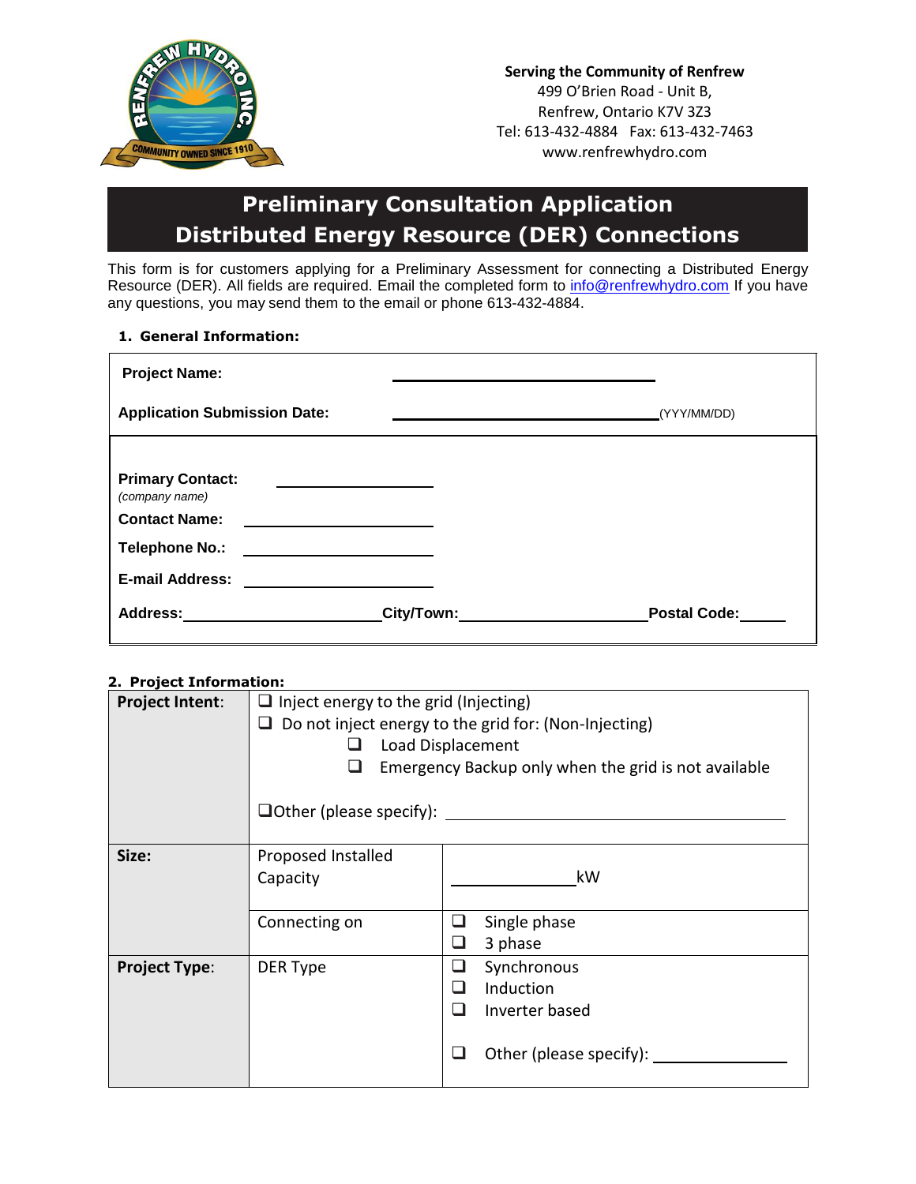Serving the Community of Renfrew
499 O'Brien Road - Unit B,
Renfrew, Ontario K7V 3Z3
Tel: 613-432-4884 Fax: 613-432-7463
www.renfrewhydro.com

# Preliminary Consultation Application
# Distributed Energy Resource (DER) Connections

This form is for customers applying for a Preliminary Assessment for connecting a Distributed Energy Resource (DER). All fields are required. Email the completed form to info@renfrewhydro.com If you have any questions, you may send them to the email or phone 613-432-4884.

**1. General Information:**

**Project Name:** ______________________________

**Application Submission Date:** ______________________________ (YYY/MM/DD)

**Primary Contact:** ____________________
*(company name)*

**Contact Name:** ____________________

**Telephone No.:** ____________________

**E-mail Address:** ____________________

**Address:** ____________________ **City/Town:** ____________________ **Postal Code:** ______

**2. Project Information:**

| | | |
|---|---|---|
| **Project Intent**: | ❑ Inject energy to the grid (Injecting)<br>❑ Do not inject energy to the grid for: (Non-Injecting)<br>❑ Load Displacement<br>❑ Emergency Backup only when the grid is not available<br><br>❑Other (please specify): ______________________________ | |
| **Size:** | Proposed Installed Capacity | ______________ kW |
| | Connecting on | ❑ Single phase<br>❑ 3 phase |
| **Project Type**: | DER Type | ❑ Synchronous<br>❑ Induction<br>❑ Inverter based<br><br>❑ Other (please specify): ______________ |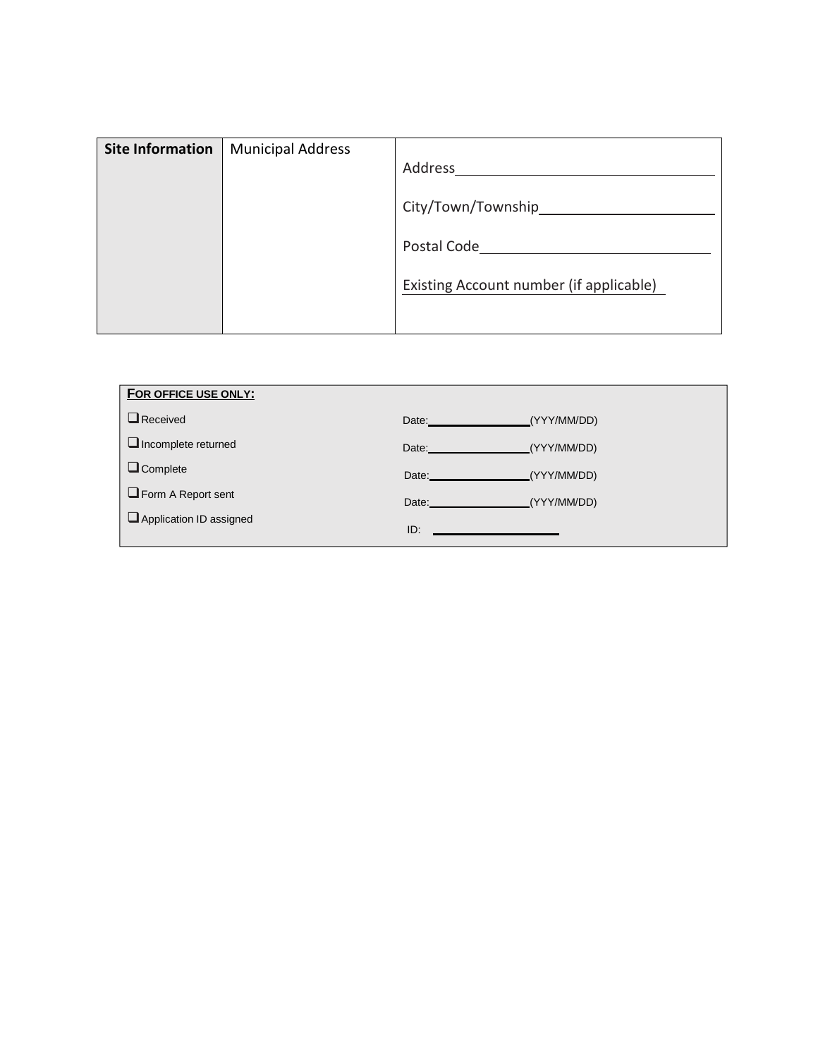| | | |
|---|---|---|
| **Site Information** | Municipal Address | Address\_\_\_\_\_\_\_\_\_\_\_\_\_\_\_\_\_\_\_\_ <br><br> City/Town/Township\_\_\_\_\_\_\_\_\_\_\_\_\_\_\_\_ <br><br> Postal Code\_\_\_\_\_\_\_\_\_\_\_\_\_\_\_\_\_\_\_\_ <br><br> Existing Account number (if applicable) |

**FOR OFFICE USE ONLY:**

| | |
|---|---|
| ❑ Received | Date:\_\_\_\_\_\_\_\_\_\_\_\_(YYY/MM/DD) |
| ❑ Incomplete returned | Date:\_\_\_\_\_\_\_\_\_\_\_\_(YYY/MM/DD) |
| ❑ Complete | Date:\_\_\_\_\_\_\_\_\_\_\_\_(YYY/MM/DD) |
| ❑ Form A Report sent | Date:\_\_\_\_\_\_\_\_\_\_\_\_(YYY/MM/DD) |
| ❑ Application ID assigned | ID: \_\_\_\_\_\_\_\_\_\_\_\_\_\_\_\_ |